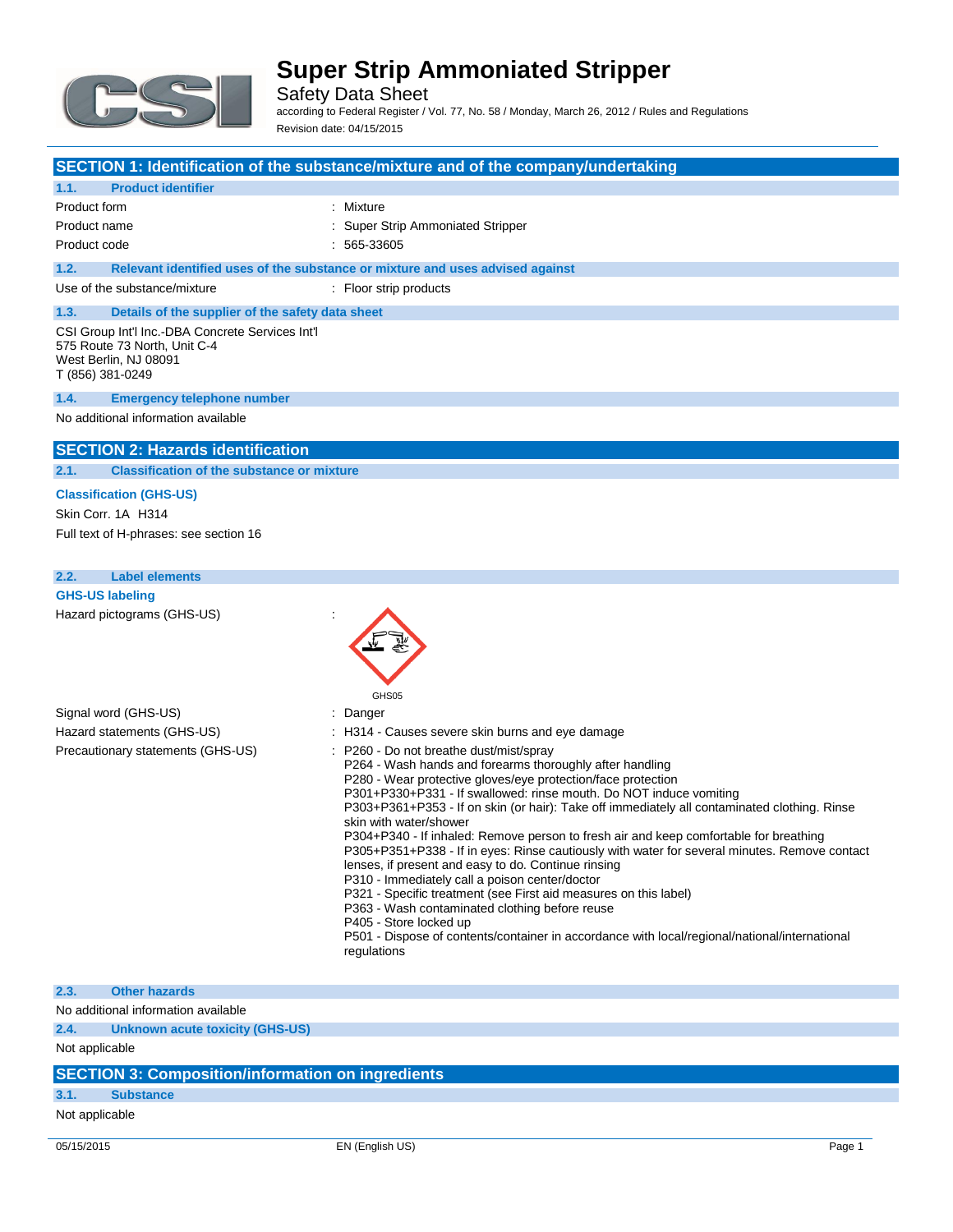# Super Strip Ammoniated Stripper

Safety Data Sheet

according to Federal Register / Vol. 77, No. 58 / Monday, March 26, 2012 / Rules and Regulations

Revision date: 04/15/2015

## SECTION 1: Identification of the substance/mixture and of the company/undertaking

### 1.1. Product identifier

| | |
|---|---|
| Product form | : Mixture |
| Product name | : Super Strip Ammoniated Stripper |
| Product code | : 565-33605 |

### 1.2. Relevant identified uses of the substance or mixture and uses advised against

| | |
|---|---|
| Use of the substance/mixture | : Floor strip products |

### 1.3. Details of the supplier of the safety data sheet

CSI Group Int'l Inc.-DBA Concrete Services Int'l
575 Route 73 North, Unit C-4
West Berlin, NJ 08091
T (856) 381-0249

### 1.4. Emergency telephone number

No additional information available

## SECTION 2: Hazards identification

### 2.1. Classification of the substance or mixture

**Classification (GHS-US)**

Skin Corr. 1A H314

Full text of H-phrases: see section 16

### 2.2. Label elements

**GHS-US labeling**

Hazard pictograms (GHS-US) :

GHS05

Signal word (GHS-US) : Danger

Hazard statements (GHS-US) : H314 - Causes severe skin burns and eye damage

Precautionary statements (GHS-US) :

- P260 - Do not breathe dust/mist/spray
- P264 - Wash hands and forearms thoroughly after handling
- P280 - Wear protective gloves/eye protection/face protection
- P301+P330+P331 - If swallowed: rinse mouth. Do NOT induce vomiting
- P303+P361+P353 - If on skin (or hair): Take off immediately all contaminated clothing. Rinse skin with water/shower
- P304+P340 - If inhaled: Remove person to fresh air and keep comfortable for breathing
- P305+P351+P338 - If in eyes: Rinse cautiously with water for several minutes. Remove contact lenses, if present and easy to do. Continue rinsing
- P310 - Immediately call a poison center/doctor
- P321 - Specific treatment (see First aid measures on this label)
- P363 - Wash contaminated clothing before reuse
- P405 - Store locked up
- P501 - Dispose of contents/container in accordance with local/regional/national/international regulations

### 2.3. Other hazards

No additional information available

### 2.4. Unknown acute toxicity (GHS-US)

Not applicable

## SECTION 3: Composition/information on ingredients

### 3.1. Substance

Not applicable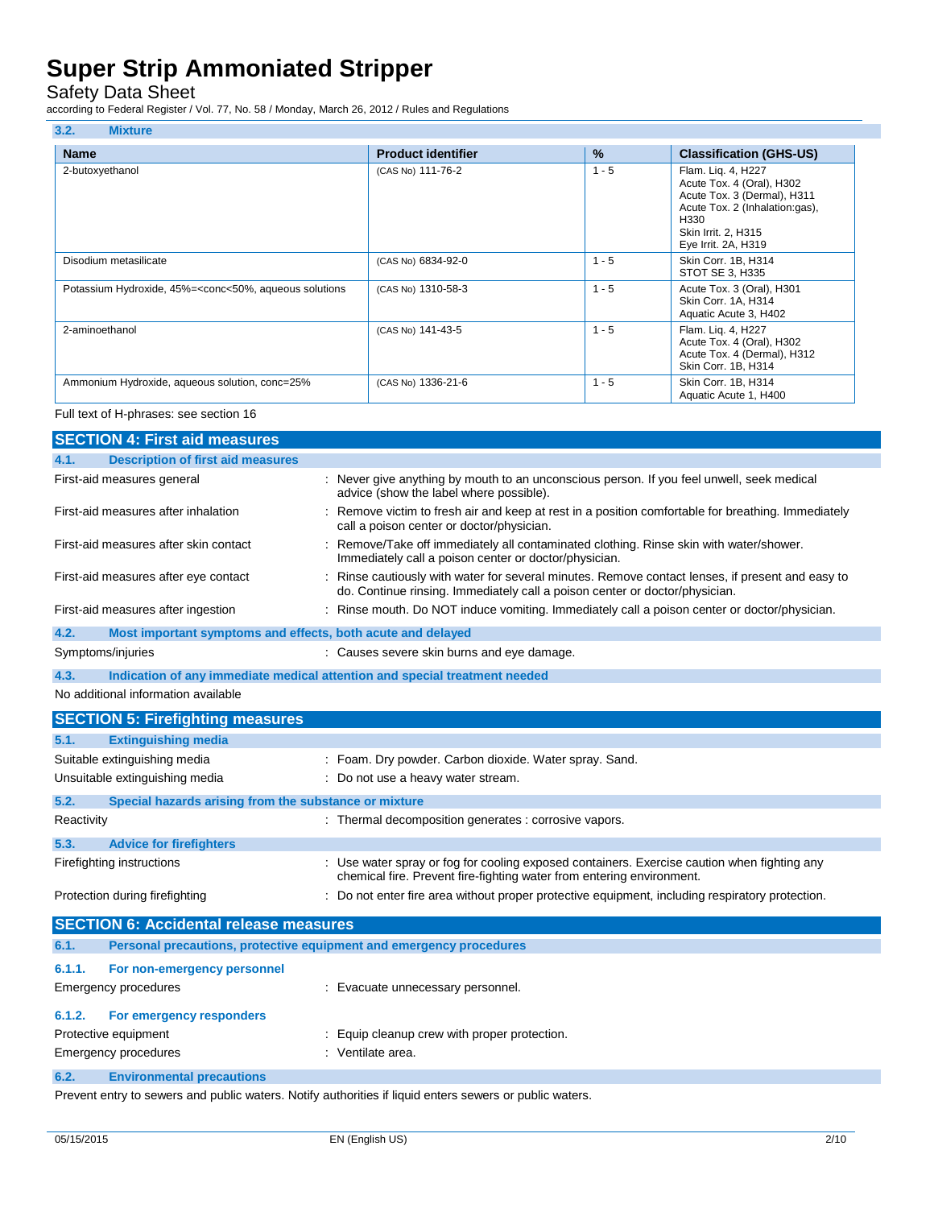### 3.2. Mixture

| Name | Product identifier | % | Classification (GHS-US) |
|---|---|---|---|
| 2-butoxyethanol | (CAS No) 111-76-2 | 1 - 5 | Flam. Liq. 4, H227<br>Acute Tox. 4 (Oral), H302<br>Acute Tox. 3 (Dermal), H311<br>Acute Tox. 2 (Inhalation:gas), H330<br>Skin Irrit. 2, H315<br>Eye Irrit. 2A, H319 |
| Disodium metasilicate | (CAS No) 6834-92-0 | 1 - 5 | Skin Corr. 1B, H314<br>STOT SE 3, H335 |
| Potassium Hydroxide, 45%=<conc<50%, aqueous solutions | (CAS No) 1310-58-3 | 1 - 5 | Acute Tox. 3 (Oral), H301<br>Skin Corr. 1A, H314<br>Aquatic Acute 3, H402 |
| 2-aminoethanol | (CAS No) 141-43-5 | 1 - 5 | Flam. Liq. 4, H227<br>Acute Tox. 4 (Oral), H302<br>Acute Tox. 4 (Dermal), H312<br>Skin Corr. 1B, H314 |
| Ammonium Hydroxide, aqueous solution, conc=25% | (CAS No) 1336-21-6 | 1 - 5 | Skin Corr. 1B, H314<br>Aquatic Acute 1, H400 |

Full text of H-phrases: see section 16

## SECTION 4: First aid measures

### 4.1. Description of first aid measures

First-aid measures general : Never give anything by mouth to an unconscious person. If you feel unwell, seek medical advice (show the label where possible).

First-aid measures after inhalation : Remove victim to fresh air and keep at rest in a position comfortable for breathing. Immediately call a poison center or doctor/physician.

First-aid measures after skin contact : Remove/Take off immediately all contaminated clothing. Rinse skin with water/shower. Immediately call a poison center or doctor/physician.

First-aid measures after eye contact : Rinse cautiously with water for several minutes. Remove contact lenses, if present and easy to do. Continue rinsing. Immediately call a poison center or doctor/physician.

First-aid measures after ingestion : Rinse mouth. Do NOT induce vomiting. Immediately call a poison center or doctor/physician.

### 4.2. Most important symptoms and effects, both acute and delayed

Symptoms/injuries : Causes severe skin burns and eye damage.

### 4.3. Indication of any immediate medical attention and special treatment needed

No additional information available

## SECTION 5: Firefighting measures

### 5.1. Extinguishing media

Suitable extinguishing media : Foam. Dry powder. Carbon dioxide. Water spray. Sand.

Unsuitable extinguishing media : Do not use a heavy water stream.

### 5.2. Special hazards arising from the substance or mixture

Reactivity : Thermal decomposition generates : corrosive vapors.

### 5.3. Advice for firefighters

Firefighting instructions : Use water spray or fog for cooling exposed containers. Exercise caution when fighting any chemical fire. Prevent fire-fighting water from entering environment.

Protection during firefighting : Do not enter fire area without proper protective equipment, including respiratory protection.

## SECTION 6: Accidental release measures

### 6.1. Personal precautions, protective equipment and emergency procedures

#### 6.1.1. For non-emergency personnel

Emergency procedures : Evacuate unnecessary personnel.

#### 6.1.2. For emergency responders

Protective equipment : Equip cleanup crew with proper protection.

Emergency procedures : Ventilate area.

### 6.2. Environmental precautions

Prevent entry to sewers and public waters. Notify authorities if liquid enters sewers or public waters.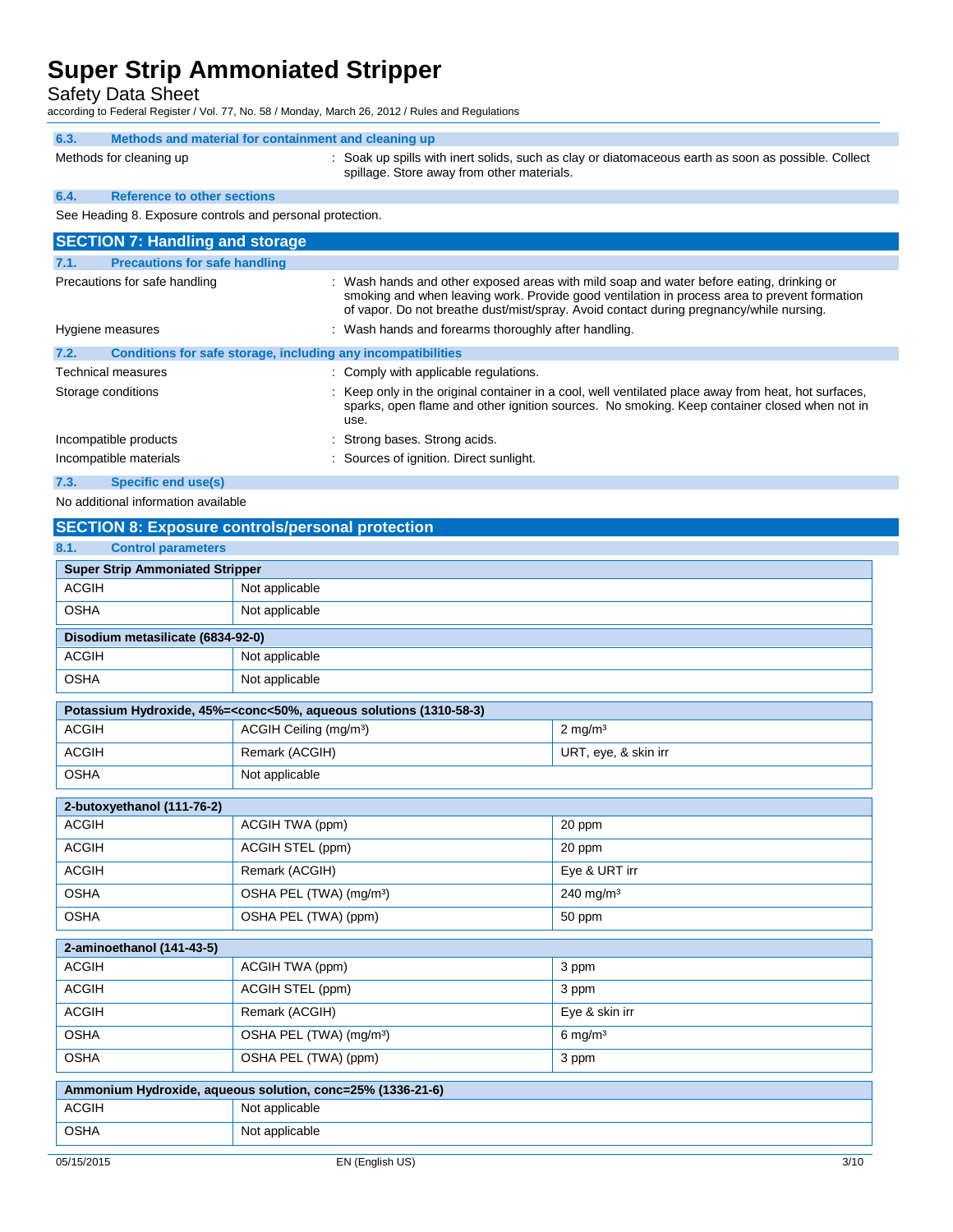### 6.3. Methods and material for containment and cleaning up

Methods for cleaning up : Soak up spills with inert solids, such as clay or diatomaceous earth as soon as possible. Collect spillage. Store away from other materials.

### 6.4. Reference to other sections

See Heading 8. Exposure controls and personal protection.

## SECTION 7: Handling and storage

### 7.1. Precautions for safe handling

Precautions for safe handling : Wash hands and other exposed areas with mild soap and water before eating, drinking or smoking and when leaving work. Provide good ventilation in process area to prevent formation of vapor. Do not breathe dust/mist/spray. Avoid contact during pregnancy/while nursing.

Hygiene measures : Wash hands and forearms thoroughly after handling.

### 7.2. Conditions for safe storage, including any incompatibilities

Technical measures : Comply with applicable regulations.

Storage conditions : Keep only in the original container in a cool, well ventilated place away from heat, hot surfaces, sparks, open flame and other ignition sources. No smoking. Keep container closed when not in use.

Incompatible products : Strong bases. Strong acids.

Incompatible materials : Sources of ignition. Direct sunlight.

### 7.3. Specific end use(s)

No additional information available

## SECTION 8: Exposure controls/personal protection

### 8.1. Control parameters

| Super Strip Ammoniated Stripper | |
|---|---|
| ACGIH | Not applicable |
| OSHA | Not applicable |

| Disodium metasilicate (6834-92-0) | |
|---|---|
| ACGIH | Not applicable |
| OSHA | Not applicable |

| Potassium Hydroxide, 45%=<conc<50%, aqueous solutions (1310-58-3) | | |
|---|---|---|
| ACGIH | ACGIH Ceiling (mg/m³) | 2 mg/m³ |
| ACGIH | Remark (ACGIH) | URT, eye, & skin irr |
| OSHA | Not applicable | |

| 2-butoxyethanol (111-76-2) | | |
|---|---|---|
| ACGIH | ACGIH TWA (ppm) | 20 ppm |
| ACGIH | ACGIH STEL (ppm) | 20 ppm |
| ACGIH | Remark (ACGIH) | Eye & URT irr |
| OSHA | OSHA PEL (TWA) (mg/m³) | 240 mg/m³ |
| OSHA | OSHA PEL (TWA) (ppm) | 50 ppm |

| 2-aminoethanol (141-43-5) | | |
|---|---|---|
| ACGIH | ACGIH TWA (ppm) | 3 ppm |
| ACGIH | ACGIH STEL (ppm) | 3 ppm |
| ACGIH | Remark (ACGIH) | Eye & skin irr |
| OSHA | OSHA PEL (TWA) (mg/m³) | 6 mg/m³ |
| OSHA | OSHA PEL (TWA) (ppm) | 3 ppm |

| Ammonium Hydroxide, aqueous solution, conc=25% (1336-21-6) | |
|---|---|
| ACGIH | Not applicable |
| OSHA | Not applicable |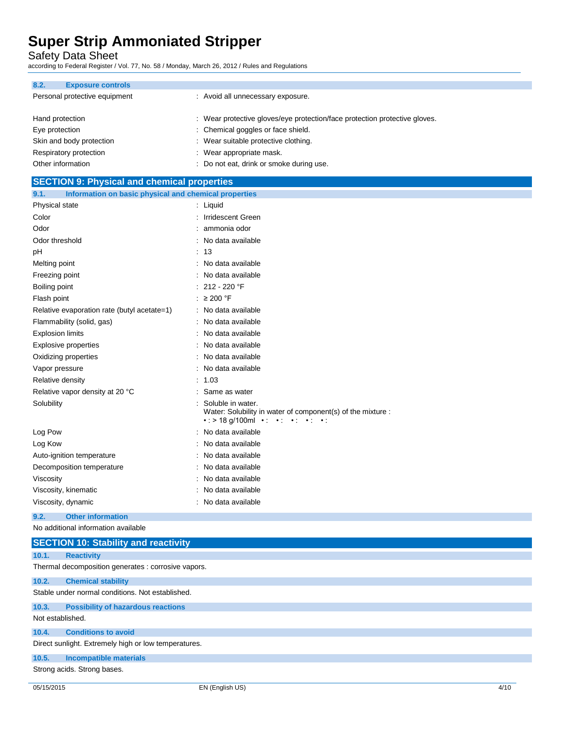### 8.2. Exposure controls

| | |
|---|---|
| Personal protective equipment | : Avoid all unnecessary exposure. |
| Hand protection | : Wear protective gloves/eye protection/face protection protective gloves. |
| Eye protection | : Chemical goggles or face shield. |
| Skin and body protection | : Wear suitable protective clothing. |
| Respiratory protection | : Wear appropriate mask. |
| Other information | : Do not eat, drink or smoke during use. |

## SECTION 9: Physical and chemical properties

### 9.1. Information on basic physical and chemical properties

| | |
|---|---|
| Physical state | : Liquid |
| Color | : Irridescent Green |
| Odor | : ammonia odor |
| Odor threshold | : No data available |
| pH | : 13 |
| Melting point | : No data available |
| Freezing point | : No data available |
| Boiling point | : 212 - 220 °F |
| Flash point | : ≥ 200 °F |
| Relative evaporation rate (butyl acetate=1) | : No data available |
| Flammability (solid, gas) | : No data available |
| Explosion limits | : No data available |
| Explosive properties | : No data available |
| Oxidizing properties | : No data available |
| Vapor pressure | : No data available |
| Relative density | : 1.03 |
| Relative vapor density at 20 °C | : Same as water |
| Solubility | : Soluble in water.<br>Water: Solubility in water of component(s) of the mixture :<br>• : > 18 g/100ml • : • : • : • : • : |
| Log Pow | : No data available |
| Log Kow | : No data available |
| Auto-ignition temperature | : No data available |
| Decomposition temperature | : No data available |
| Viscosity | : No data available |
| Viscosity, kinematic | : No data available |
| Viscosity, dynamic | : No data available |

### 9.2. Other information

No additional information available

## SECTION 10: Stability and reactivity

### 10.1. Reactivity

Thermal decomposition generates : corrosive vapors.

### 10.2. Chemical stability

Stable under normal conditions. Not established.

### 10.3. Possibility of hazardous reactions

Not established.

### 10.4. Conditions to avoid

Direct sunlight. Extremely high or low temperatures.

### 10.5. Incompatible materials

Strong acids. Strong bases.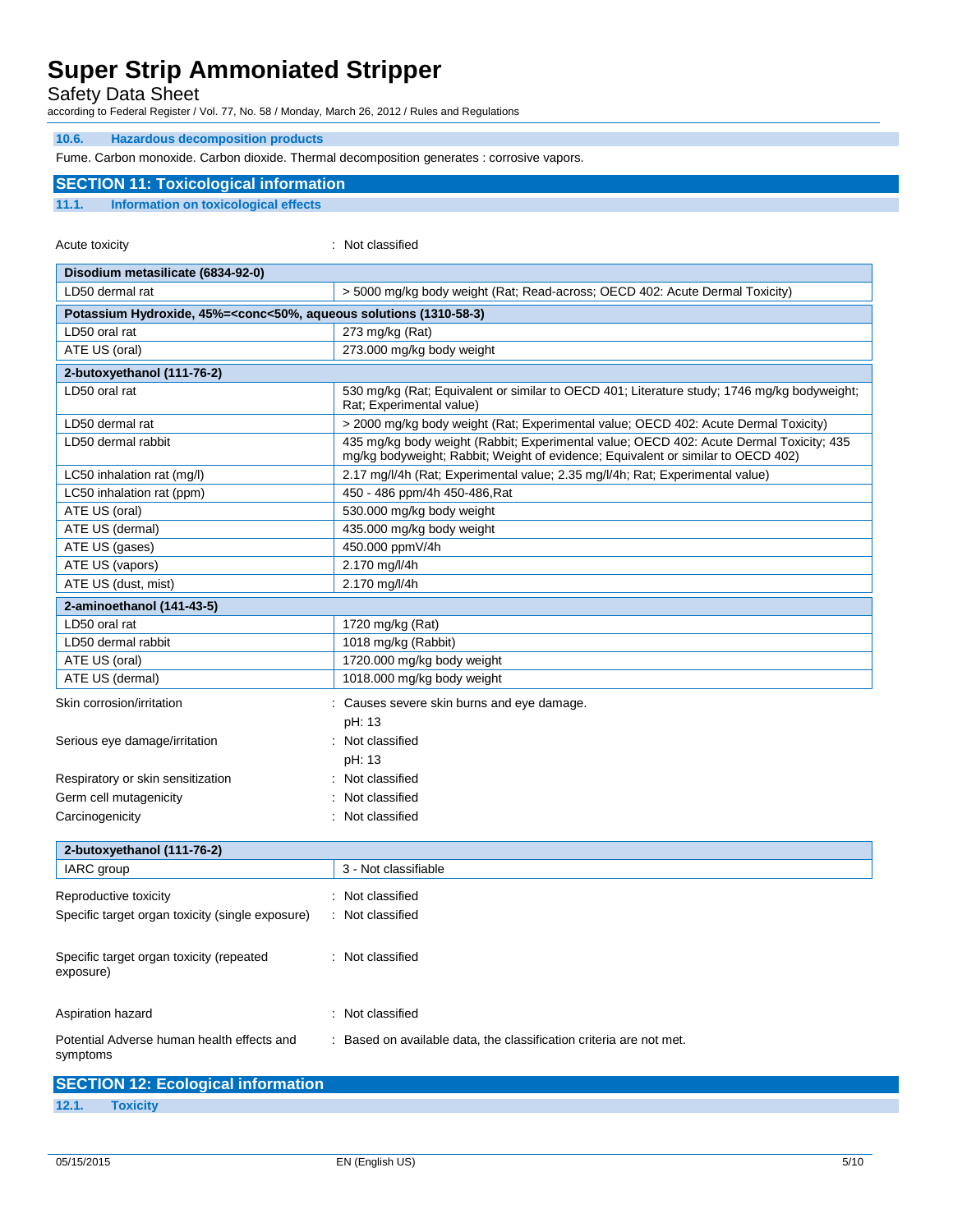### 10.6. Hazardous decomposition products

Fume. Carbon monoxide. Carbon dioxide. Thermal decomposition generates : corrosive vapors.

## SECTION 11: Toxicological information

### 11.1. Information on toxicological effects

Acute toxicity : Not classified

| Disodium metasilicate (6834-92-0) | |
|---|---|
| LD50 dermal rat | > 5000 mg/kg body weight (Rat; Read-across; OECD 402: Acute Dermal Toxicity) |

| Potassium Hydroxide, 45%=<conc<50%, aqueous solutions (1310-58-3) | |
|---|---|
| LD50 oral rat | 273 mg/kg (Rat) |
| ATE US (oral) | 273.000 mg/kg body weight |

| 2-butoxyethanol (111-76-2) | |
|---|---|
| LD50 oral rat | 530 mg/kg (Rat; Equivalent or similar to OECD 401; Literature study; 1746 mg/kg bodyweight; Rat; Experimental value) |
| LD50 dermal rat | > 2000 mg/kg body weight (Rat; Experimental value; OECD 402: Acute Dermal Toxicity) |
| LD50 dermal rabbit | 435 mg/kg body weight (Rabbit; Experimental value; OECD 402: Acute Dermal Toxicity; 435 mg/kg bodyweight; Rabbit; Weight of evidence; Equivalent or similar to OECD 402) |
| LC50 inhalation rat (mg/l) | 2.17 mg/l/4h (Rat; Experimental value; 2.35 mg/l/4h; Rat; Experimental value) |
| LC50 inhalation rat (ppm) | 450 - 486 ppm/4h 450-486,Rat |
| ATE US (oral) | 530.000 mg/kg body weight |
| ATE US (dermal) | 435.000 mg/kg body weight |
| ATE US (gases) | 450.000 ppmV/4h |
| ATE US (vapors) | 2.170 mg/l/4h |
| ATE US (dust, mist) | 2.170 mg/l/4h |

| 2-aminoethanol (141-43-5) | |
|---|---|
| LD50 oral rat | 1720 mg/kg (Rat) |
| LD50 dermal rabbit | 1018 mg/kg (Rabbit) |
| ATE US (oral) | 1720.000 mg/kg body weight |
| ATE US (dermal) | 1018.000 mg/kg body weight |

Skin corrosion/irritation : Causes severe skin burns and eye damage.
pH: 13

Serious eye damage/irritation : Not classified
pH: 13

Respiratory or skin sensitization : Not classified

Germ cell mutagenicity : Not classified

Carcinogenicity : Not classified

| 2-butoxyethanol (111-76-2) | |
|---|---|
| IARC group | 3 - Not classifiable |

Reproductive toxicity : Not classified

Specific target organ toxicity (single exposure) : Not classified

Specific target organ toxicity (repeated exposure) : Not classified

Aspiration hazard : Not classified

Potential Adverse human health effects and symptoms : Based on available data, the classification criteria are not met.

## SECTION 12: Ecological information

### 12.1. Toxicity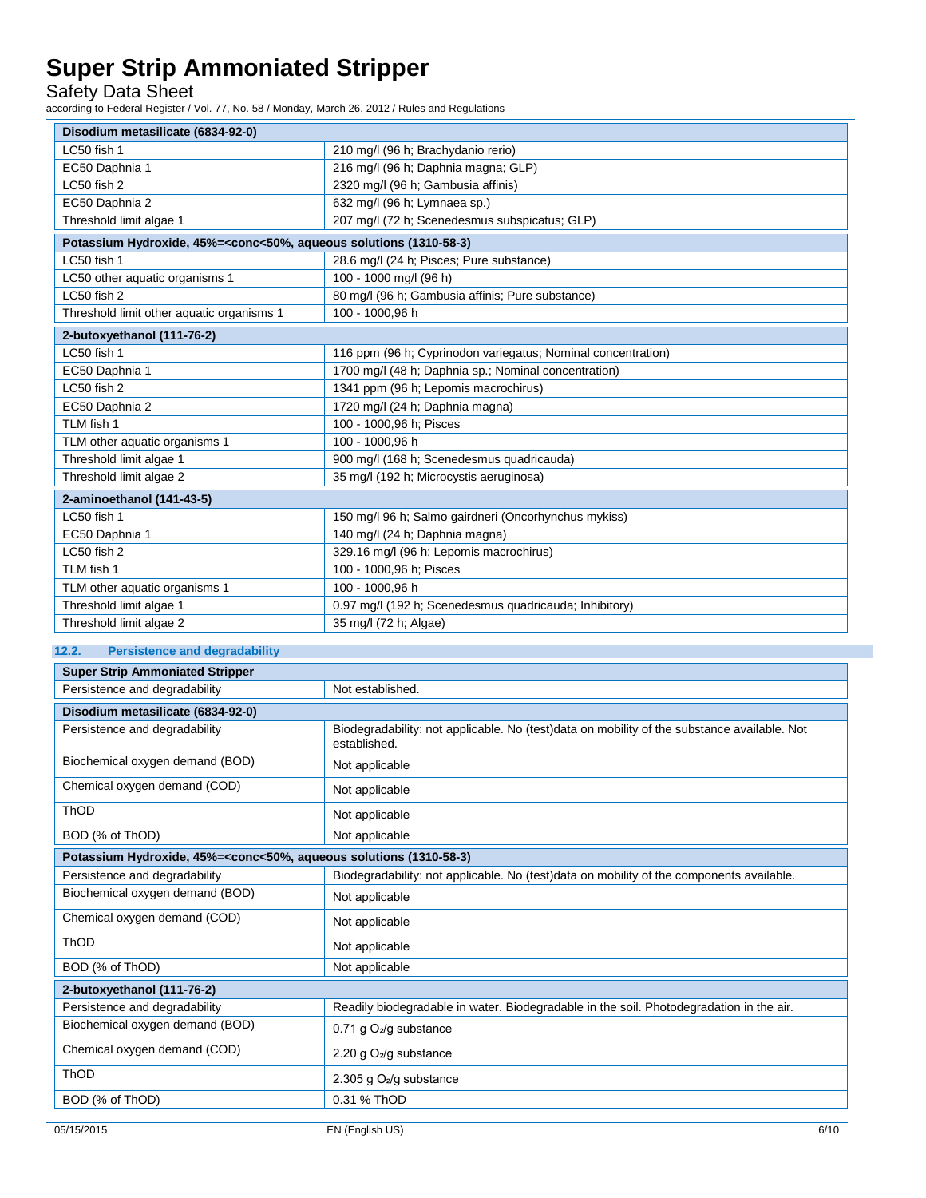| Disodium metasilicate (6834-92-0) | |
|---|---|
| LC50 fish 1 | 210 mg/l (96 h; Brachydanio rerio) |
| EC50 Daphnia 1 | 216 mg/l (96 h; Daphnia magna; GLP) |
| LC50 fish 2 | 2320 mg/l (96 h; Gambusia affinis) |
| EC50 Daphnia 2 | 632 mg/l (96 h; Lymnaea sp.) |
| Threshold limit algae 1 | 207 mg/l (72 h; Scenedesmus subspicatus; GLP) |

| Potassium Hydroxide, 45%=<conc<50%, aqueous solutions (1310-58-3) | |
|---|---|
| LC50 fish 1 | 28.6 mg/l (24 h; Pisces; Pure substance) |
| LC50 other aquatic organisms 1 | 100 - 1000 mg/l (96 h) |
| LC50 fish 2 | 80 mg/l (96 h; Gambusia affinis; Pure substance) |
| Threshold limit other aquatic organisms 1 | 100 - 1000,96 h |

| 2-butoxyethanol (111-76-2) | |
|---|---|
| LC50 fish 1 | 116 ppm (96 h; Cyprinodon variegatus; Nominal concentration) |
| EC50 Daphnia 1 | 1700 mg/l (48 h; Daphnia sp.; Nominal concentration) |
| LC50 fish 2 | 1341 ppm (96 h; Lepomis macrochirus) |
| EC50 Daphnia 2 | 1720 mg/l (24 h; Daphnia magna) |
| TLM fish 1 | 100 - 1000,96 h; Pisces |
| TLM other aquatic organisms 1 | 100 - 1000,96 h |
| Threshold limit algae 1 | 900 mg/l (168 h; Scenedesmus quadricauda) |
| Threshold limit algae 2 | 35 mg/l (192 h; Microcystis aeruginosa) |

| 2-aminoethanol (141-43-5) | |
|---|---|
| LC50 fish 1 | 150 mg/l 96 h; Salmo gairdneri (Oncorhynchus mykiss) |
| EC50 Daphnia 1 | 140 mg/l (24 h; Daphnia magna) |
| LC50 fish 2 | 329.16 mg/l (96 h; Lepomis macrochirus) |
| TLM fish 1 | 100 - 1000,96 h; Pisces |
| TLM other aquatic organisms 1 | 100 - 1000,96 h |
| Threshold limit algae 1 | 0.97 mg/l (192 h; Scenedesmus quadricauda; Inhibitory) |
| Threshold limit algae 2 | 35 mg/l (72 h; Algae) |

## 12.2. Persistence and degradability

| Super Strip Ammoniated Stripper | |
|---|---|
| Persistence and degradability | Not established. |

| Disodium metasilicate (6834-92-0) | |
|---|---|
| Persistence and degradability | Biodegradability: not applicable. No (test)data on mobility of the substance available. Not established. |
| Biochemical oxygen demand (BOD) | Not applicable |
| Chemical oxygen demand (COD) | Not applicable |
| ThOD | Not applicable |
| BOD (% of ThOD) | Not applicable |

| Potassium Hydroxide, 45%=<conc<50%, aqueous solutions (1310-58-3) | |
|---|---|
| Persistence and degradability | Biodegradability: not applicable. No (test)data on mobility of the components available. |
| Biochemical oxygen demand (BOD) | Not applicable |
| Chemical oxygen demand (COD) | Not applicable |
| ThOD | Not applicable |
| BOD (% of ThOD) | Not applicable |

| 2-butoxyethanol (111-76-2) | |
|---|---|
| Persistence and degradability | Readily biodegradable in water. Biodegradable in the soil. Photodegradation in the air. |
| Biochemical oxygen demand (BOD) | 0.71 g $O_2$/g substance |
| Chemical oxygen demand (COD) | 2.20 g $O_2$/g substance |
| ThOD | 2.305 g $O_2$/g substance |
| BOD (% of ThOD) | 0.31 % ThOD |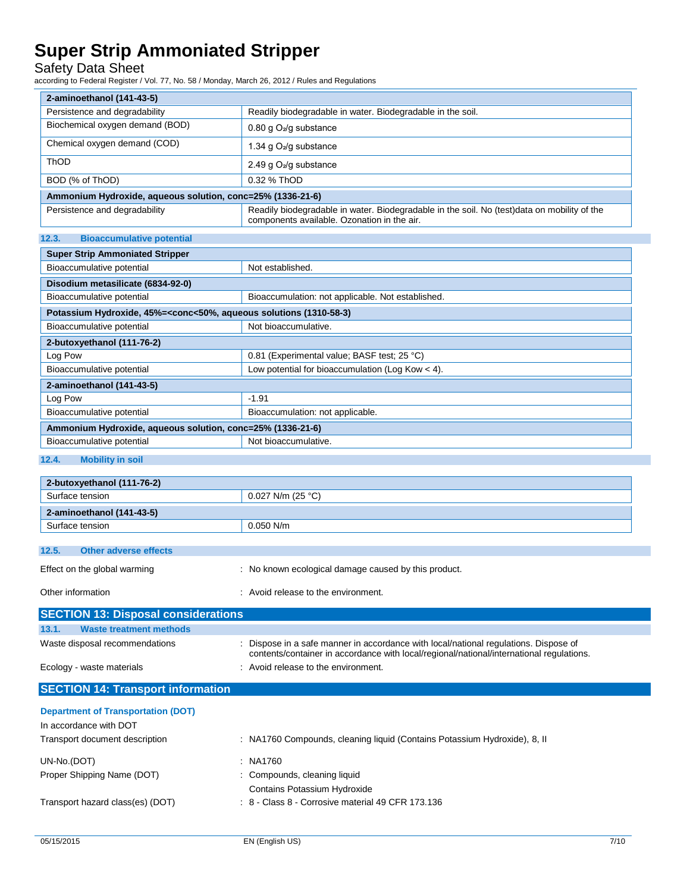| 2-aminoethanol (141-43-5) | |
|---|---|
| Persistence and degradability | Readily biodegradable in water. Biodegradable in the soil. |
| Biochemical oxygen demand (BOD) | 0.80 g $O_2$/g substance |
| Chemical oxygen demand (COD) | 1.34 g $O_2$/g substance |
| ThOD | 2.49 g $O_2$/g substance |
| BOD (% of ThOD) | 0.32 % ThOD |

| Ammonium Hydroxide, aqueous solution, conc=25% (1336-21-6) | |
|---|---|
| Persistence and degradability | Readily biodegradable in water. Biodegradable in the soil. No (test)data on mobility of the components available. Ozonation in the air. |

### 12.3. Bioaccumulative potential

| Super Strip Ammoniated Stripper | |
|---|---|
| Bioaccumulative potential | Not established. |

| Disodium metasilicate (6834-92-0) | |
|---|---|
| Bioaccumulative potential | Bioaccumulation: not applicable. Not established. |

| Potassium Hydroxide, 45%=<conc<50%, aqueous solutions (1310-58-3) | |
|---|---|
| Bioaccumulative potential | Not bioaccumulative. |

| 2-butoxyethanol (111-76-2) | |
|---|---|
| Log Pow | 0.81 (Experimental value; BASF test; 25 °C) |
| Bioaccumulative potential | Low potential for bioaccumulation (Log Kow < 4). |

| 2-aminoethanol (141-43-5) | |
|---|---|
| Log Pow | -1.91 |
| Bioaccumulative potential | Bioaccumulation: not applicable. |

| Ammonium Hydroxide, aqueous solution, conc=25% (1336-21-6) | |
|---|---|
| Bioaccumulative potential | Not bioaccumulative. |

### 12.4. Mobility in soil

| 2-butoxyethanol (111-76-2) | |
|---|---|
| Surface tension | 0.027 N/m (25 °C) |

| 2-aminoethanol (141-43-5) | |
|---|---|
| Surface tension | 0.050 N/m |

### 12.5. Other adverse effects

Effect on the global warming : No known ecological damage caused by this product.

Other information : Avoid release to the environment.

## SECTION 13: Disposal considerations

### 13.1. Waste treatment methods

Waste disposal recommendations : Dispose in a safe manner in accordance with local/national regulations. Dispose of contents/container in accordance with local/regional/national/international regulations.

Ecology - waste materials : Avoid release to the environment.

## SECTION 14: Transport information

**Department of Transportation (DOT)**

In accordance with DOT

Transport document description : NA1760 Compounds, cleaning liquid (Contains Potassium Hydroxide), 8, II

UN-No.(DOT) : NA1760

Proper Shipping Name (DOT) : Compounds, cleaning liquid
Contains Potassium Hydroxide

Transport hazard class(es) (DOT) : 8 - Class 8 - Corrosive material 49 CFR 173.136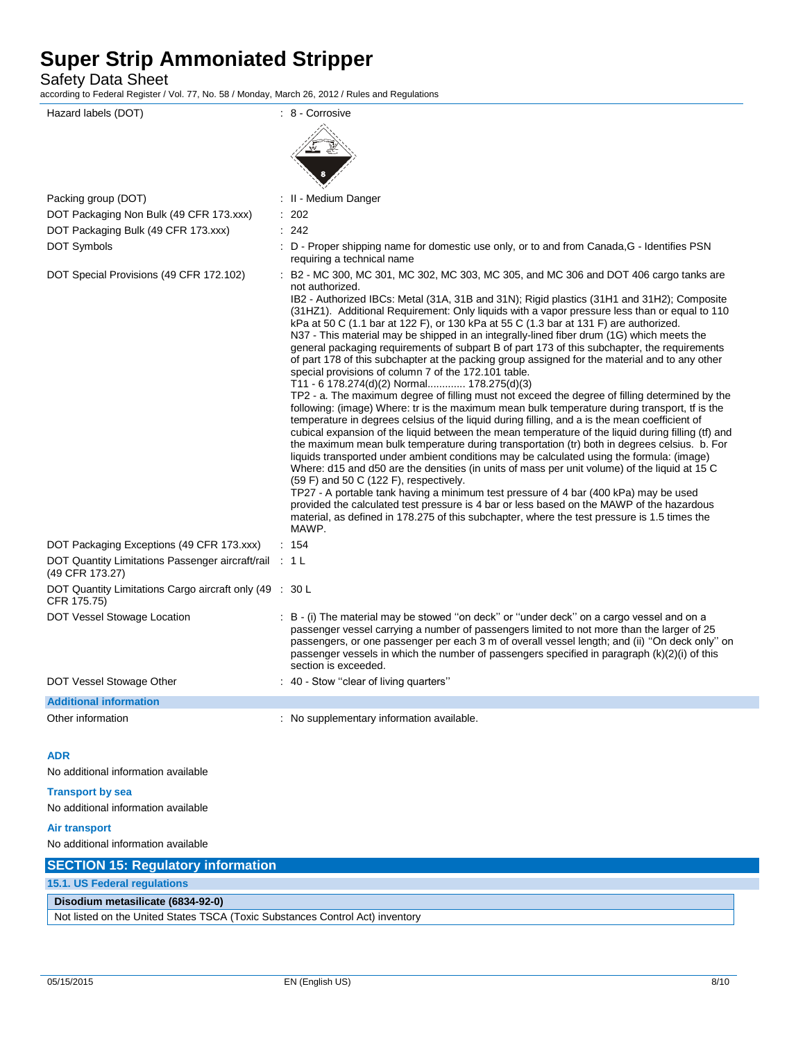| | |
|---|---|
| Hazard labels (DOT) | : 8 - Corrosive |
| Packing group (DOT) | : II - Medium Danger |
| DOT Packaging Non Bulk (49 CFR 173.xxx) | : 202 |
| DOT Packaging Bulk (49 CFR 173.xxx) | : 242 |
| DOT Symbols | : D - Proper shipping name for domestic use only, or to and from Canada,G - Identifies PSN requiring a technical name |
| DOT Special Provisions (49 CFR 172.102) | : B2 - MC 300, MC 301, MC 302, MC 303, MC 305, and MC 306 and DOT 406 cargo tanks are not authorized.<br>IB2 - Authorized IBCs: Metal (31A, 31B and 31N); Rigid plastics (31H1 and 31H2); Composite (31HZ1). Additional Requirement: Only liquids with a vapor pressure less than or equal to 110 kPa at 50 C (1.1 bar at 122 F), or 130 kPa at 55 C (1.3 bar at 131 F) are authorized.<br>N37 - This material may be shipped in an integrally-lined fiber drum (1G) which meets the general packaging requirements of subpart B of part 173 of this subchapter, the requirements of part 178 of this subchapter at the packing group assigned for the material and to any other special provisions of column 7 of the 172.101 table.<br>T11 - 6 178.274(d)(2) Normal............ 178.275(d)(3)<br>TP2 - a. The maximum degree of filling must not exceed the degree of filling determined by the following: (image) Where: tr is the maximum mean bulk temperature during transport, tf is the temperature in degrees celsius of the liquid during filling, and a is the mean coefficient of cubical expansion of the liquid between the mean temperature of the liquid during filling (tf) and the maximum mean bulk temperature during transportation (tr) both in degrees celsius. b. For liquids transported under ambient conditions may be calculated using the formula: (image) Where: d15 and d50 are the densities (in units of mass per unit volume) of the liquid at 15 C (59 F) and 50 C (122 F), respectively.<br>TP27 - A portable tank having a minimum test pressure of 4 bar (400 kPa) may be used provided the calculated test pressure is 4 bar or less based on the MAWP of the hazardous material, as defined in 178.275 of this subchapter, where the test pressure is 1.5 times the MAWP. |
| DOT Packaging Exceptions (49 CFR 173.xxx) | : 154 |
| DOT Quantity Limitations Passenger aircraft/rail (49 CFR 173.27) | : 1 L |
| DOT Quantity Limitations Cargo aircraft only (49 CFR 175.75) | : 30 L |
| DOT Vessel Stowage Location | : B - (i) The material may be stowed "on deck" or "under deck" on a cargo vessel and on a passenger vessel carrying a number of passengers limited to not more than the larger of 25 passengers, or one passenger per each 3 m of overall vessel length; and (ii) "On deck only" on passenger vessels in which the number of passengers specified in paragraph (k)(2)(i) of this section is exceeded. |
| DOT Vessel Stowage Other | : 40 - Stow "clear of living quarters" |

**Additional information**

| | |
|---|---|
| Other information | : No supplementary information available. |

**ADR**

No additional information available

**Transport by sea**

No additional information available

**Air transport**

No additional information available

## SECTION 15: Regulatory information

### 15.1. US Federal regulations

| Disodium metasilicate (6834-92-0) |
|---|
| Not listed on the United States TSCA (Toxic Substances Control Act) inventory |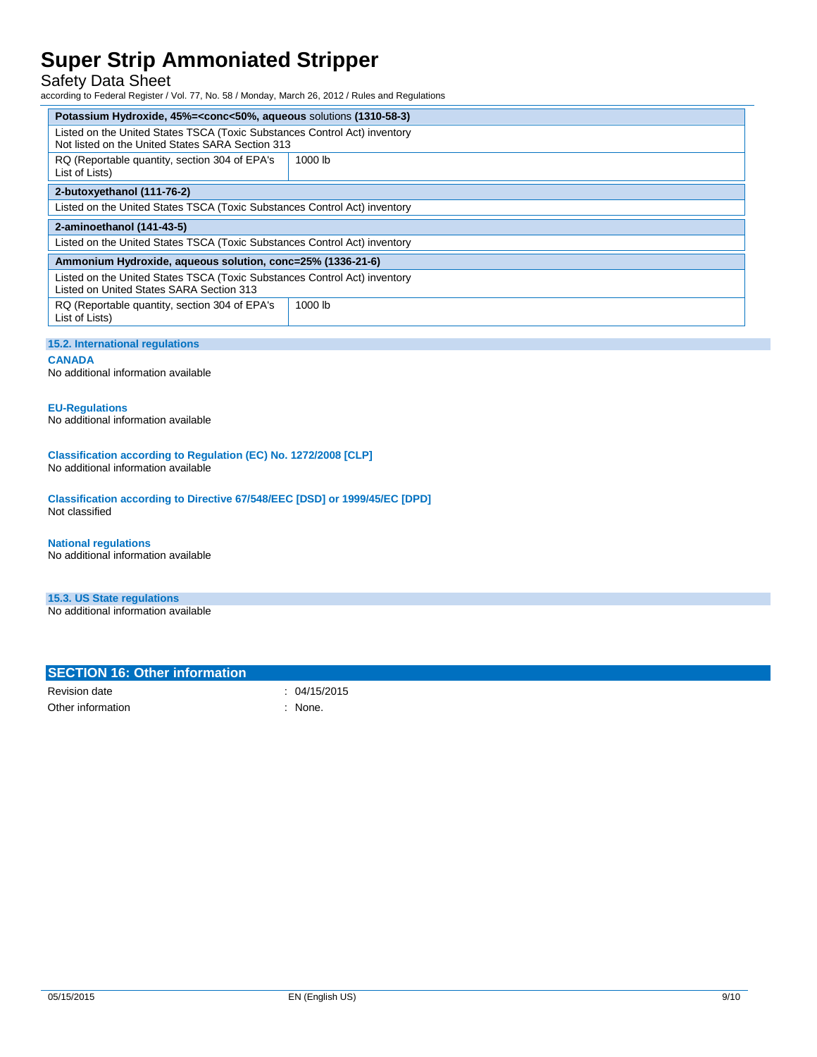| Potassium Hydroxide, 45%=<conc<50%, aqueous solutions (1310-58-3) | |
|---|---|
| Listed on the United States TSCA (Toxic Substances Control Act) inventory<br>Not listed on the United States SARA Section 313 | |
| RQ (Reportable quantity, section 304 of EPA's List of Lists) | 1000 lb |

| 2-butoxyethanol (111-76-2) |
|---|
| Listed on the United States TSCA (Toxic Substances Control Act) inventory |

| 2-aminoethanol (141-43-5) |
|---|
| Listed on the United States TSCA (Toxic Substances Control Act) inventory |

| Ammonium Hydroxide, aqueous solution, conc=25% (1336-21-6) | |
|---|---|
| Listed on the United States TSCA (Toxic Substances Control Act) inventory<br>Listed on United States SARA Section 313 | |
| RQ (Reportable quantity, section 304 of EPA's List of Lists) | 1000 lb |

### 15.2. International regulations

**CANADA**

No additional information available

**EU-Regulations**

No additional information available

**Classification according to Regulation (EC) No. 1272/2008 [CLP]**

No additional information available

**Classification according to Directive 67/548/EEC [DSD] or 1999/45/EC [DPD]**

Not classified

**National regulations**

No additional information available

### 15.3. US State regulations

No additional information available

## SECTION 16: Other information

Revision date : 04/15/2015

Other information : None.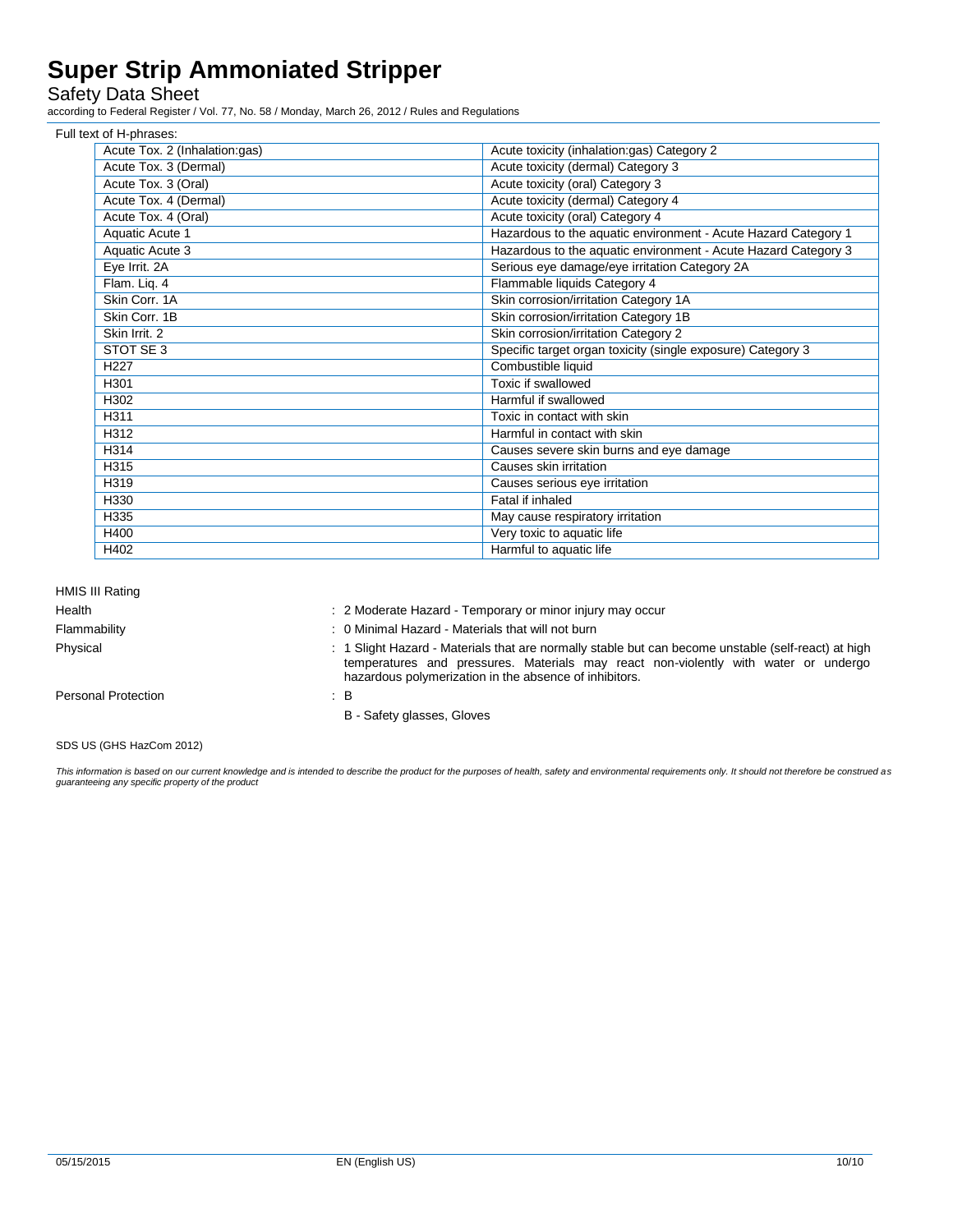Full text of H-phrases:

| | |
|---|---|
| Acute Tox. 2 (Inhalation:gas) | Acute toxicity (inhalation:gas) Category 2 |
| Acute Tox. 3 (Dermal) | Acute toxicity (dermal) Category 3 |
| Acute Tox. 3 (Oral) | Acute toxicity (oral) Category 3 |
| Acute Tox. 4 (Dermal) | Acute toxicity (dermal) Category 4 |
| Acute Tox. 4 (Oral) | Acute toxicity (oral) Category 4 |
| Aquatic Acute 1 | Hazardous to the aquatic environment - Acute Hazard Category 1 |
| Aquatic Acute 3 | Hazardous to the aquatic environment - Acute Hazard Category 3 |
| Eye Irrit. 2A | Serious eye damage/eye irritation Category 2A |
| Flam. Liq. 4 | Flammable liquids Category 4 |
| Skin Corr. 1A | Skin corrosion/irritation Category 1A |
| Skin Corr. 1B | Skin corrosion/irritation Category 1B |
| Skin Irrit. 2 | Skin corrosion/irritation Category 2 |
| STOT SE 3 | Specific target organ toxicity (single exposure) Category 3 |
| H227 | Combustible liquid |
| H301 | Toxic if swallowed |
| H302 | Harmful if swallowed |
| H311 | Toxic in contact with skin |
| H312 | Harmful in contact with skin |
| H314 | Causes severe skin burns and eye damage |
| H315 | Causes skin irritation |
| H319 | Causes serious eye irritation |
| H330 | Fatal if inhaled |
| H335 | May cause respiratory irritation |
| H400 | Very toxic to aquatic life |
| H402 | Harmful to aquatic life |

HMIS III Rating

Health : 2 Moderate Hazard - Temporary or minor injury may occur

Flammability : 0 Minimal Hazard - Materials that will not burn

Physical : 1 Slight Hazard - Materials that are normally stable but can become unstable (self-react) at high temperatures and pressures. Materials may react non-violently with water or undergo hazardous polymerization in the absence of inhibitors.

Personal Protection : B

B - Safety glasses, Gloves

SDS US (GHS HazCom 2012)

*This information is based on our current knowledge and is intended to describe the product for the purposes of health, safety and environmental requirements only. It should not therefore be construed as guaranteeing any specific property of the product*